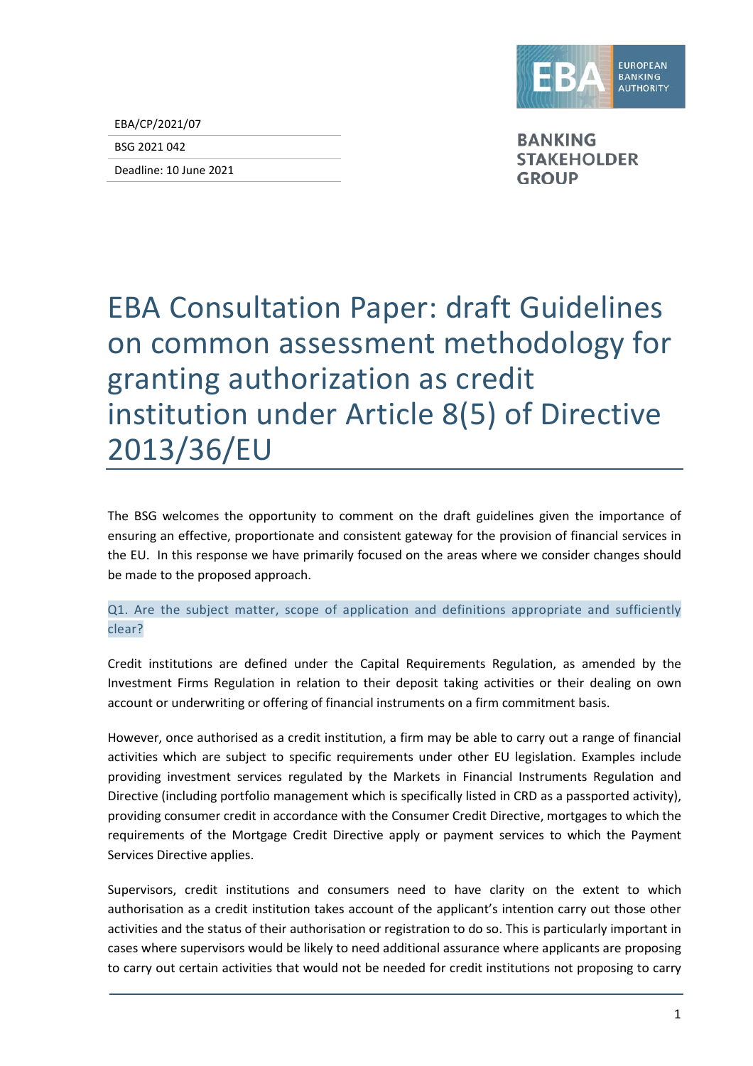EBA/CP/2021/07

BSG 2021 042

Deadline: 10 June 2021

BANKING STAKEHOLDER GROUP

# EBA Consultation Paper: draft Guidelines on common assessment methodology for granting authorization as credit institution under Article 8(5) of Directive 2013/36/EU

The BSG welcomes the opportunity to comment on the draft guidelines given the importance of ensuring an effective, proportionate and consistent gateway for the provision of financial services in the EU. In this response we have primarily focused on the areas where we consider changes should be made to the proposed approach.

### Q1. Are the subject matter, scope of application and definitions appropriate and sufficiently clear?

Credit institutions are defined under the Capital Requirements Regulation, as amended by the Investment Firms Regulation in relation to their deposit taking activities or their dealing on own account or underwriting or offering of financial instruments on a firm commitment basis.

However, once authorised as a credit institution, a firm may be able to carry out a range of financial activities which are subject to specific requirements under other EU legislation. Examples include providing investment services regulated by the Markets in Financial Instruments Regulation and Directive (including portfolio management which is specifically listed in CRD as a passported activity), providing consumer credit in accordance with the Consumer Credit Directive, mortgages to which the requirements of the Mortgage Credit Directive apply or payment services to which the Payment Services Directive applies.

Supervisors, credit institutions and consumers need to have clarity on the extent to which authorisation as a credit institution takes account of the applicant's intention carry out those other activities and the status of their authorisation or registration to do so. This is particularly important in cases where supervisors would be likely to need additional assurance where applicants are proposing to carry out certain activities that would not be needed for credit institutions not proposing to carry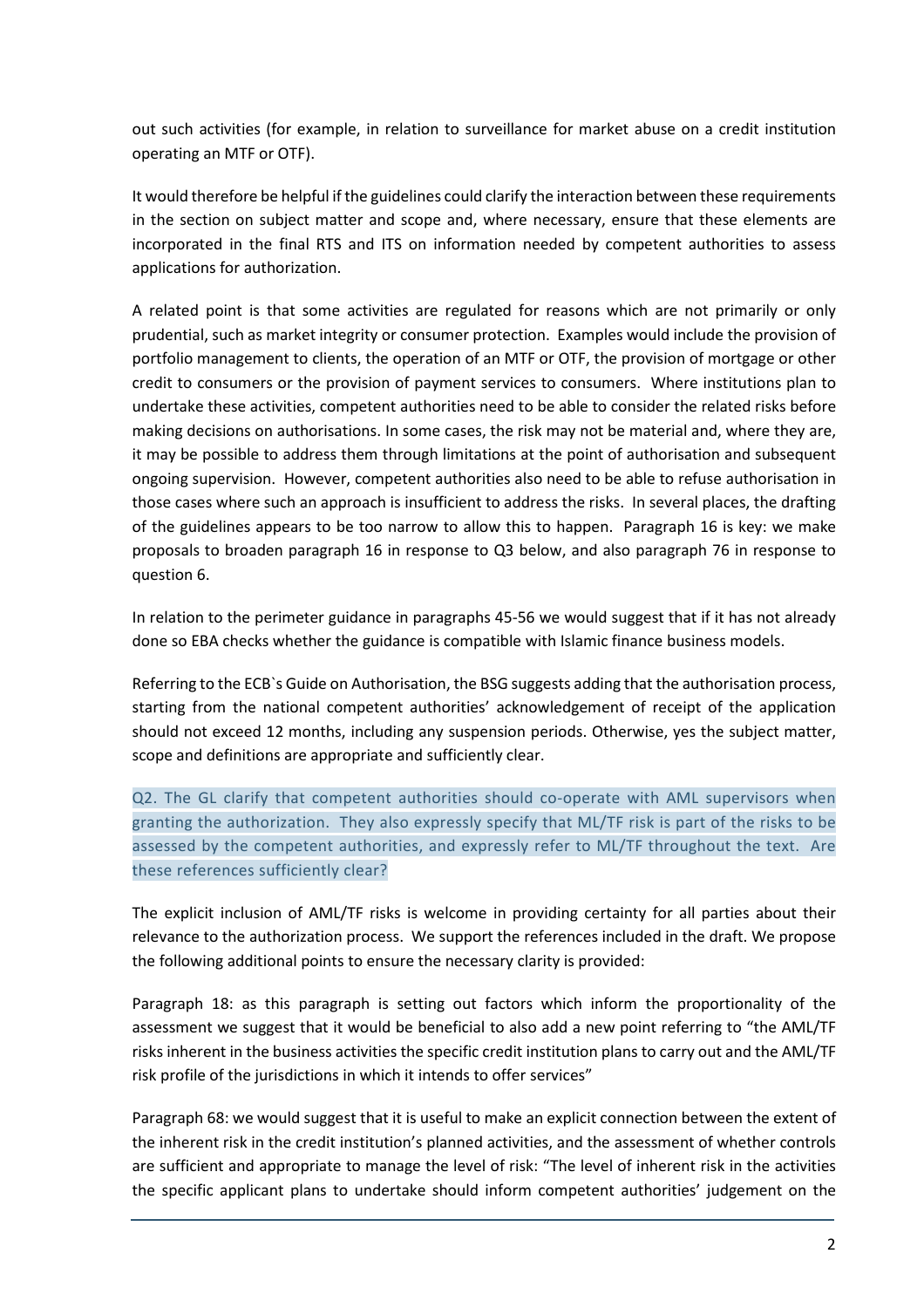out such activities (for example, in relation to surveillance for market abuse on a credit institution operating an MTF or OTF).

It would therefore be helpful if the guidelines could clarify the interaction between these requirements in the section on subject matter and scope and, where necessary, ensure that these elements are incorporated in the final RTS and ITS on information needed by competent authorities to assess applications for authorization.

A related point is that some activities are regulated for reasons which are not primarily or only prudential, such as market integrity or consumer protection. Examples would include the provision of portfolio management to clients, the operation of an MTF or OTF, the provision of mortgage or other credit to consumers or the provision of payment services to consumers. Where institutions plan to undertake these activities, competent authorities need to be able to consider the related risks before making decisions on authorisations. In some cases, the risk may not be material and, where they are, it may be possible to address them through limitations at the point of authorisation and subsequent ongoing supervision. However, competent authorities also need to be able to refuse authorisation in those cases where such an approach is insufficient to address the risks. In several places, the drafting of the guidelines appears to be too narrow to allow this to happen. Paragraph 16 is key: we make proposals to broaden paragraph 16 in response to Q3 below, and also paragraph 76 in response to question 6.

In relation to the perimeter guidance in paragraphs 45-56 we would suggest that if it has not already done so EBA checks whether the guidance is compatible with Islamic finance business models.

Referring to the ECB`s Guide on Authorisation, the BSG suggests adding that the authorisation process, starting from the national competent authorities' acknowledgement of receipt of the application should not exceed 12 months, including any suspension periods. Otherwise, yes the subject matter, scope and definitions are appropriate and sufficiently clear.

Q2. The GL clarify that competent authorities should co-operate with AML supervisors when granting the authorization. They also expressly specify that ML/TF risk is part of the risks to be assessed by the competent authorities, and expressly refer to ML/TF throughout the text. Are these references sufficiently clear?

The explicit inclusion of AML/TF risks is welcome in providing certainty for all parties about their relevance to the authorization process. We support the references included in the draft. We propose the following additional points to ensure the necessary clarity is provided:

Paragraph 18: as this paragraph is setting out factors which inform the proportionality of the assessment we suggest that it would be beneficial to also add a new point referring to "the AML/TF risks inherent in the business activities the specific credit institution plans to carry out and the AML/TF risk profile of the jurisdictions in which it intends to offer services"

Paragraph 68: we would suggest that it is useful to make an explicit connection between the extent of the inherent risk in the credit institution's planned activities, and the assessment of whether controls are sufficient and appropriate to manage the level of risk: "The level of inherent risk in the activities the specific applicant plans to undertake should inform competent authorities' judgement on the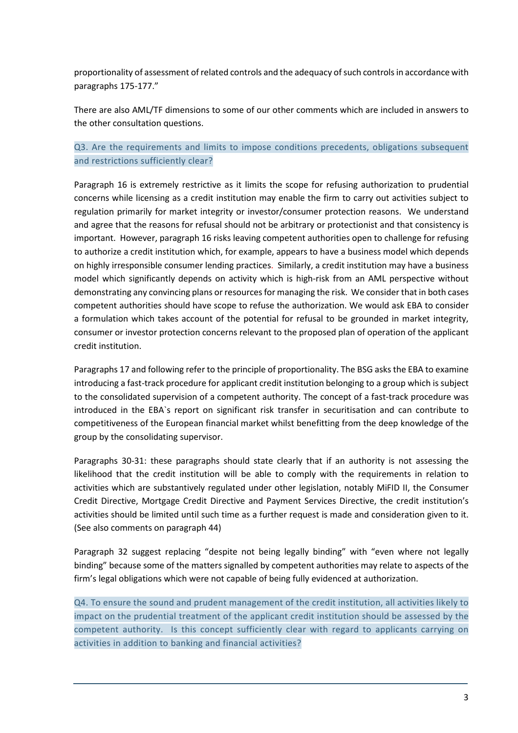proportionality of assessment of related controls and the adequacy of such controls in accordance with paragraphs 175-177."

There are also AML/TF dimensions to some of our other comments which are included in answers to the other consultation questions.

### Q3. Are the requirements and limits to impose conditions precedents, obligations subsequent and restrictions sufficiently clear?

Paragraph 16 is extremely restrictive as it limits the scope for refusing authorization to prudential concerns while licensing as a credit institution may enable the firm to carry out activities subject to regulation primarily for market integrity or investor/consumer protection reasons. We understand and agree that the reasons for refusal should not be arbitrary or protectionist and that consistency is important. However, paragraph 16 risks leaving competent authorities open to challenge for refusing to authorize a credit institution which, for example, appears to have a business model which depends on highly irresponsible consumer lending practices. Similarly, a credit institution may have a business model which significantly depends on activity which is high-risk from an AML perspective without demonstrating any convincing plans or resources for managing the risk. We consider that in both cases competent authorities should have scope to refuse the authorization. We would ask EBA to consider a formulation which takes account of the potential for refusal to be grounded in market integrity, consumer or investor protection concerns relevant to the proposed plan of operation of the applicant credit institution.

Paragraphs 17 and following refer to the principle of proportionality. The BSG asks the EBA to examine introducing a fast-track procedure for applicant credit institution belonging to a group which is subject to the consolidated supervision of a competent authority. The concept of a fast-track procedure was introduced in the EBA`s report on significant risk transfer in securitisation and can contribute to competitiveness of the European financial market whilst benefitting from the deep knowledge of the group by the consolidating supervisor.

Paragraphs 30-31: these paragraphs should state clearly that if an authority is not assessing the likelihood that the credit institution will be able to comply with the requirements in relation to activities which are substantively regulated under other legislation, notably MiFID II, the Consumer Credit Directive, Mortgage Credit Directive and Payment Services Directive, the credit institution's activities should be limited until such time as a further request is made and consideration given to it. (See also comments on paragraph 44)

Paragraph 32 suggest replacing "despite not being legally binding" with "even where not legally binding" because some of the matters signalled by competent authorities may relate to aspects of the firm's legal obligations which were not capable of being fully evidenced at authorization.

### Q4. To ensure the sound and prudent management of the credit institution, all activities likely to impact on the prudential treatment of the applicant credit institution should be assessed by the competent authority. Is this concept sufficiently clear with regard to applicants carrying on activities in addition to banking and financial activities?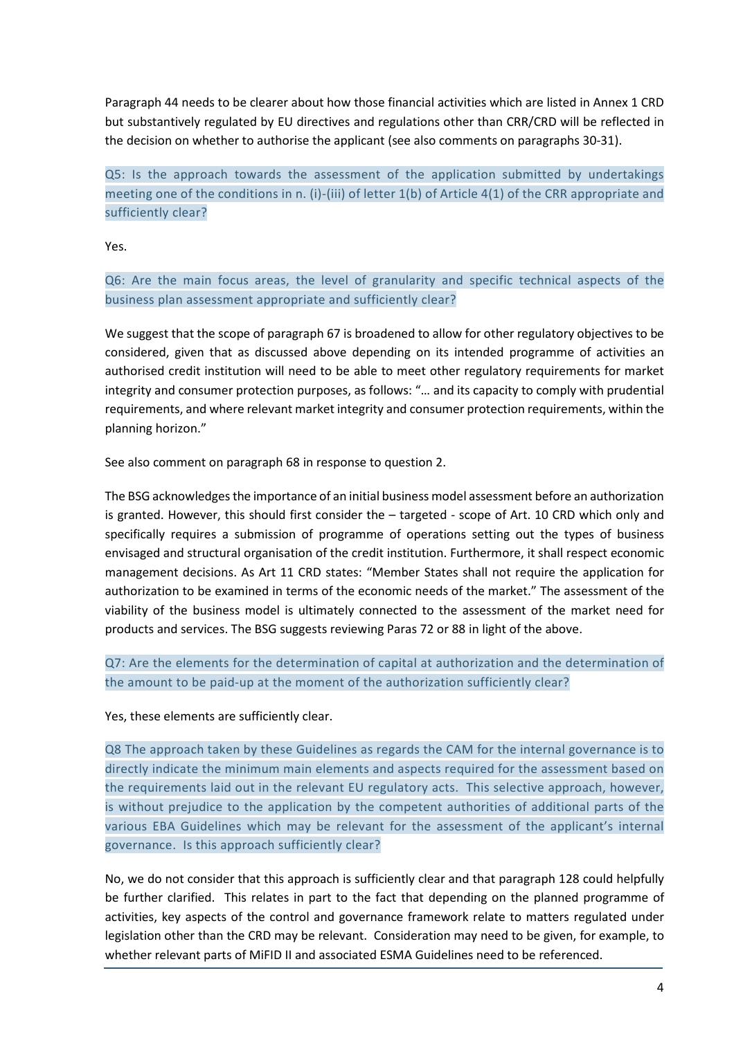Paragraph 44 needs to be clearer about how those financial activities which are listed in Annex 1 CRD but substantively regulated by EU directives and regulations other than CRR/CRD will be reflected in the decision on whether to authorise the applicant (see also comments on paragraphs 30-31).

**Q5: Is the approach towards the assessment of the application submitted by undertakings meeting one of the conditions in n. (i)-(iii) of letter 1(b) of Article 4(1) of the CRR appropriate and sufficiently clear?**

Yes.

**Q6: Are the main focus areas, the level of granularity and specific technical aspects of the business plan assessment appropriate and sufficiently clear?**

We suggest that the scope of paragraph 67 is broadened to allow for other regulatory objectives to be considered, given that as discussed above depending on its intended programme of activities an authorised credit institution will need to be able to meet other regulatory requirements for market integrity and consumer protection purposes, as follows: "… and its capacity to comply with prudential requirements, and where relevant market integrity and consumer protection requirements, within the planning horizon."

See also comment on paragraph 68 in response to question 2.

The BSG acknowledges the importance of an initial business model assessment before an authorization is granted. However, this should first consider the – targeted - scope of Art. 10 CRD which only and specifically requires a submission of programme of operations setting out the types of business envisaged and structural organisation of the credit institution. Furthermore, it shall respect economic management decisions. As Art 11 CRD states: "Member States shall not require the application for authorization to be examined in terms of the economic needs of the market." The assessment of the viability of the business model is ultimately connected to the assessment of the market need for products and services. The BSG suggests reviewing Paras 72 or 88 in light of the above.

**Q7: Are the elements for the determination of capital at authorization and the determination of the amount to be paid-up at the moment of the authorization sufficiently clear?**

Yes, these elements are sufficiently clear.

**Q8 The approach taken by these Guidelines as regards the CAM for the internal governance is to directly indicate the minimum main elements and aspects required for the assessment based on the requirements laid out in the relevant EU regulatory acts. This selective approach, however, is without prejudice to the application by the competent authorities of additional parts of the various EBA Guidelines which may be relevant for the assessment of the applicant's internal governance. Is this approach sufficiently clear?**

No, we do not consider that this approach is sufficiently clear and that paragraph 128 could helpfully be further clarified. This relates in part to the fact that depending on the planned programme of activities, key aspects of the control and governance framework relate to matters regulated under legislation other than the CRD may be relevant. Consideration may need to be given, for example, to whether relevant parts of MiFID II and associated ESMA Guidelines need to be referenced.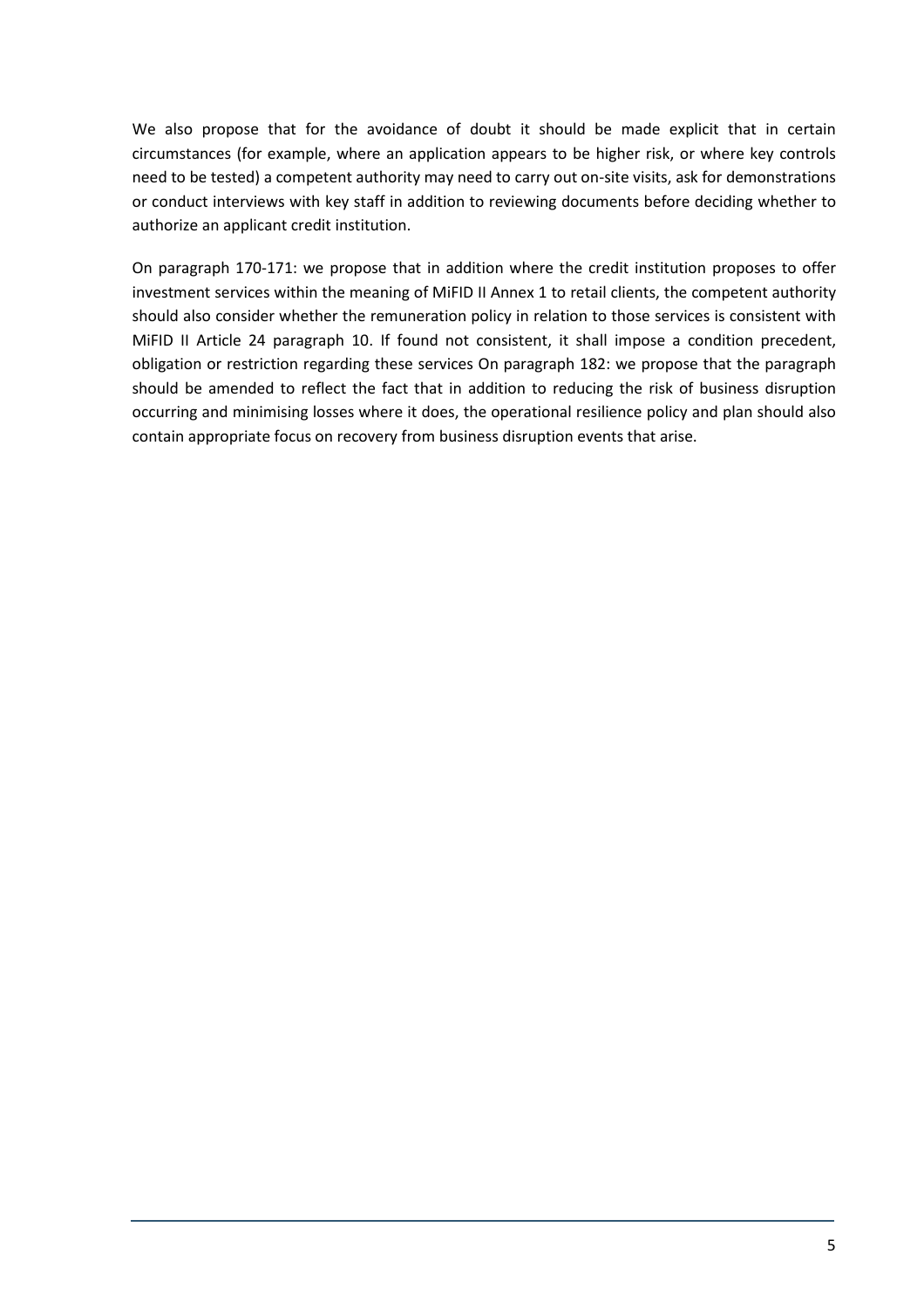We also propose that for the avoidance of doubt it should be made explicit that in certain circumstances (for example, where an application appears to be higher risk, or where key controls need to be tested) a competent authority may need to carry out on-site visits, ask for demonstrations or conduct interviews with key staff in addition to reviewing documents before deciding whether to authorize an applicant credit institution.

On paragraph 170-171: we propose that in addition where the credit institution proposes to offer investment services within the meaning of MiFID II Annex 1 to retail clients, the competent authority should also consider whether the remuneration policy in relation to those services is consistent with MiFID II Article 24 paragraph 10. If found not consistent, it shall impose a condition precedent, obligation or restriction regarding these services On paragraph 182: we propose that the paragraph should be amended to reflect the fact that in addition to reducing the risk of business disruption occurring and minimising losses where it does, the operational resilience policy and plan should also contain appropriate focus on recovery from business disruption events that arise.